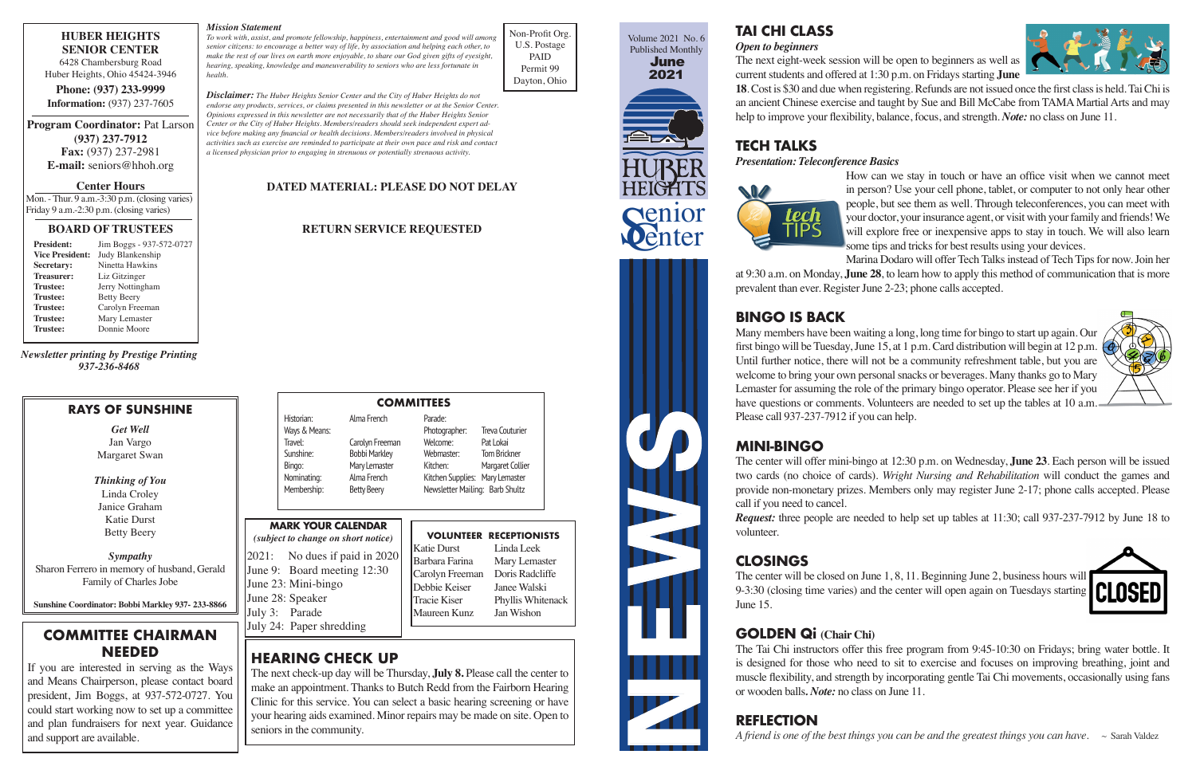## HUBER HEIGHTS SENIOR CENTER

6428 Chambersburg Road
Huber Heights, Ohio 45424-3946

**Phone: (937) 233-9999**
**Information:** (937) 237-7605

**Program Coordinator:** Pat Larson
**(937) 237-7912**
**Fax:** (937) 237-2981
**E-mail:** seniors@hhoh.org

**Center Hours**
Mon. - Thur. 9 a.m.-3:30 p.m. (closing varies)
Friday 9 a.m.-2:30 p.m. (closing varies)

### BOARD OF TRUSTEES

| | |
|---|---|
| **President:** | Jim Boggs - 937-572-0727 |
| **Vice President:** | Judy Blankenship |
| **Secretary:** | Ninetta Hawkins |
| **Treasurer:** | Liz Gitzinger |
| **Trustee:** | Jerry Nottingham |
| **Trustee:** | Betty Beery |
| **Trustee:** | Carolyn Freeman |
| **Trustee:** | Mary Lemaster |
| **Trustee:** | Donnie Moore |

*Newsletter printing by Prestige Printing 937-236-8468*

***Mission Statement***
*To work with, assist, and promote fellowship, happiness, entertainment and good will among senior citizens: to encourage a better way of life, by association and helping each other, to make the rest of our lives on earth more enjoyable, to share our God given gifts of eyesight, hearing, speaking, knowledge and maneuverability to seniors who are less fortunate in health.*

***Disclaimer:*** *The Huber Heights Senior Center and the City of Huber Heights do not endorse any products, services, or claims presented in this newsletter or at the Senior Center. Opinions expressed in this newsletter are not necessarily that of the Huber Heights Senior Center or the City of Huber Heights. Members/readers should seek independent expert advice before making any financial or health decisions. Members/readers involved in physical activities such as exercise are reminded to participate at their own pace and risk and contact a licensed physician prior to engaging in strenuous or potentially strenuous activity.*

Non-Profit Org.
U.S. Postage
PAID
Permit 99
Dayton, Ohio

**DATED MATERIAL: PLEASE DO NOT DELAY**

**RETURN SERVICE REQUESTED**

Volume 2021 No. 6
Published Monthly
**June 2021**

HUBER HEIGHTS Senior Center NEWS

## RAYS OF SUNSHINE

***Get Well***
Jan Vargo
Margaret Swan

***Thinking of You***
Linda Croley
Janice Graham
Katie Durst
Betty Beery

***Sympathy***
Sharon Ferrero in memory of husband, Gerald
Family of Charles Jobe

**Sunshine Coordinator: Bobbi Markley 937- 233-8866**

## COMMITTEE CHAIRMAN NEEDED

If you are interested in serving as the Ways and Means Chairperson, please contact board president, Jim Boggs, at 937-572-0727. You could start working now to set up a committee and plan fundraisers for next year. Guidance and support are available.

## COMMITTEES

| | | | |
|---|---|---|---|
| Historian: | Alma French | Parade: | |
| Ways & Means: | | Photographer: | Treva Couturier |
| Travel: | Carolyn Freeman | Welcome: | Pat Lokai |
| Sunshine: | Bobbi Markley | Webmaster: | Tom Brickner |
| Bingo: | Mary Lemaster | Kitchen: | Margaret Collier |
| Nominating: | Alma French | Kitchen Supplies: | Mary Lemaster |
| Membership: | Betty Beery | Newsletter Mailing: | Barb Shultz |

### MARK YOUR CALENDAR
***(subject to change on short notice)***

2021: No dues if paid in 2020
June 9: Board meeting 12:30
June 23: Mini-bingo
June 28: Speaker
July 3: Parade
July 24: Paper shredding

### VOLUNTEER RECEPTIONISTS

| | |
|---|---|
| Katie Durst | Linda Leek |
| Barbara Farina | Mary Lemaster |
| Carolyn Freeman | Doris Radcliffe |
| Debbie Keiser | Janee Walski |
| Tracie Kiser | Phyllis Whitenack |
| Maureen Kunz | Jan Wishon |

## HEARING CHECK UP

The next check-up day will be Thursday, **July 8.** Please call the center to make an appointment. Thanks to Butch Redd from the Fairborn Hearing Clinic for this service. You can select a basic hearing screening or have your hearing aids examined. Minor repairs may be made on site. Open to seniors in the community.

## TAI CHI CLASS

***Open to beginners***

The next eight-week session will be open to beginners as well as current students and offered at 1:30 p.m. on Fridays starting **June 18**. Cost is $30 and due when registering. Refunds are not issued once the first class is held. Tai Chi is an ancient Chinese exercise and taught by Sue and Bill McCabe from TAMA Martial Arts and may help to improve your flexibility, balance, focus, and strength. ***Note:*** no class on June 11.

## TECH TALKS

***Presentation: Teleconference Basics***

How can we stay in touch or have an office visit when we cannot meet in person? Use your cell phone, tablet, or computer to not only hear other people, but see them as well. Through teleconferences, you can meet with your doctor, your insurance agent, or visit with your family and friends! We will explore free or inexpensive apps to stay in touch. We will also learn some tips and tricks for best results using your devices.

Marina Dodaro will offer Tech Talks instead of Tech Tips for now. Join her at 9:30 a.m. on Monday, **June 28**, to learn how to apply this method of communication that is more prevalent than ever. Register June 2-23; phone calls accepted.

## BINGO IS BACK

Many members have been waiting a long, long time for bingo to start up again. Our first bingo will be Tuesday, June 15, at 1 p.m. Card distribution will begin at 12 p.m. Until further notice, there will not be a community refreshment table, but you are welcome to bring your own personal snacks or beverages. Many thanks go to Mary Lemaster for assuming the role of the primary bingo operator. Please see her if you have questions or comments. Volunteers are needed to set up the tables at 10 a.m. Please call 937-237-7912 if you can help.

## MINI-BINGO

The center will offer mini-bingo at 12:30 p.m. on Wednesday, **June 23**. Each person will be issued two cards (no choice of cards). *Wright Nursing and Rehabilitation* will conduct the games and provide non-monetary prizes. Members only may register June 2-17; phone calls accepted. Please call if you need to cancel.

***Request:*** three people are needed to help set up tables at 11:30; call 937-237-7912 by June 18 to volunteer.

## CLOSINGS

The center will be closed on June 1, 8, 11. Beginning June 2, business hours will 9-3:30 (closing time varies) and the center will open again on Tuesdays starting June 15.

## GOLDEN Qi (Chair Chi)

The Tai Chi instructors offer this free program from 9:45-10:30 on Fridays; bring water bottle. It is designed for those who need to sit to exercise and focuses on improving breathing, joint and muscle flexibility, and strength by incorporating gentle Tai Chi movements, occasionally using fans or wooden balls**.** ***Note:*** no class on June 11.

## REFLECTION

*A friend is one of the best things you can be and the greatest things you can have.* ~ Sarah Valdez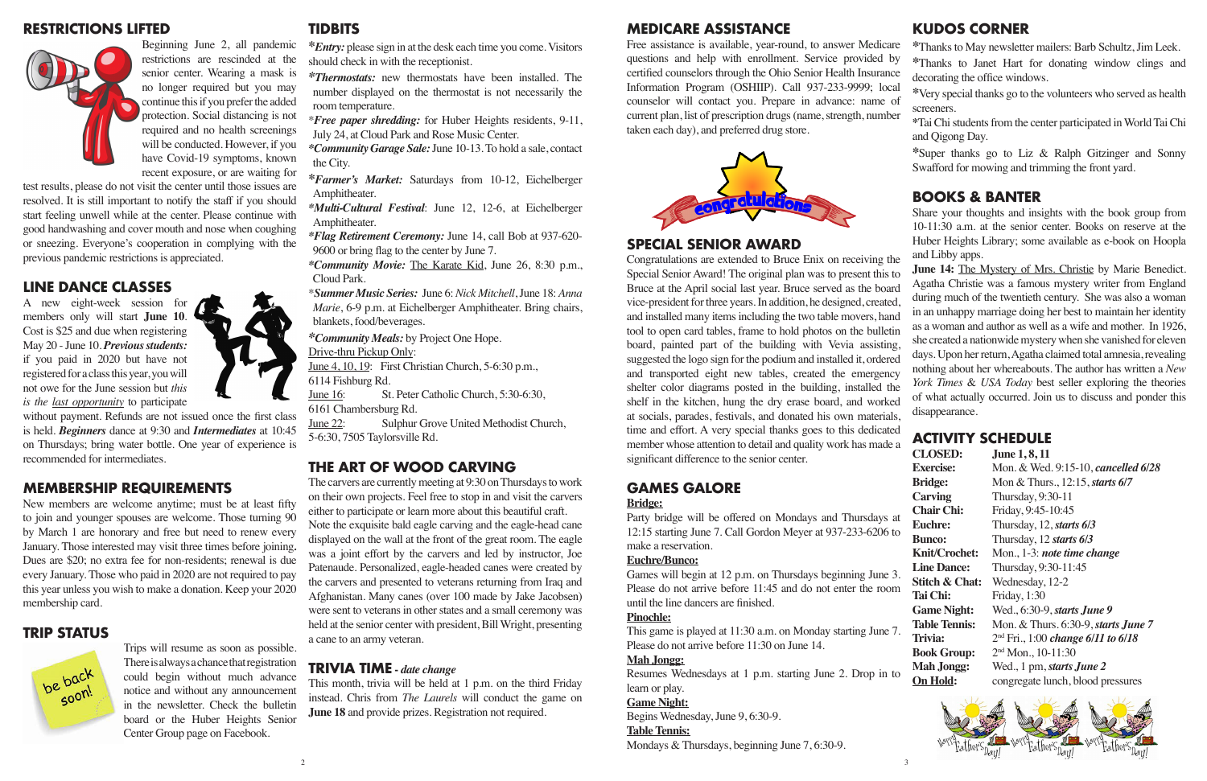## RESTRICTIONS LIFTED

Beginning June 2, all pandemic restrictions are rescinded at the senior center. Wearing a mask is no longer required but you may continue this if you prefer the added protection. Social distancing is not required and no health screenings will be conducted. However, if you have Covid-19 symptoms, known recent exposure, or are waiting for test results, please do not visit the center until those issues are resolved. It is still important to notify the staff if you should start feeling unwell while at the center. Please continue with good handwashing and cover mouth and nose when coughing or sneezing. Everyone's cooperation in complying with the previous pandemic restrictions is appreciated.

## LINE DANCE CLASSES

A new eight-week session for members only will start **June 10**. Cost is $25 and due when registering May 20 - June 10. ***Previous students:*** if you paid in 2020 but have not registered for a class this year, you will not owe for the June session but *this is the last opportunity* to participate without payment. Refunds are not issued once the first class is held. ***Beginners*** dance at 9:30 and ***Intermediates*** at 10:45 on Thursdays; bring water bottle. One year of experience is recommended for intermediates.

## MEMBERSHIP REQUIREMENTS

New members are welcome anytime; must be at least fifty to join and younger spouses are welcome. Those turning 90 by March 1 are honorary and free but need to renew every January. Those interested may visit three times before joining**.** Dues are $20; no extra fee for non-residents; renewal is due every January. Those who paid in 2020 are not required to pay this year unless you wish to make a donation. Keep your 2020 membership card.

## TRIP STATUS

Trips will resume as soon as possible. There is always a chance that registration could begin without much advance notice and without any announcement in the newsletter. Check the bulletin board or the Huber Heights Senior Center Group page on Facebook.

## TIDBITS

****Entry:*** please sign in at the desk each time you come. Visitors should check in with the receptionist.

****Thermostats:*** new thermostats have been installed. The number displayed on the thermostat is not necessarily the room temperature.

****Free paper shredding:*** for Huber Heights residents, 9-11, July 24, at Cloud Park and Rose Music Center.

****Community Garage Sale:*** June 10-13. To hold a sale, contact the City.

****Farmer's Market:*** Saturdays from 10-12, Eichelberger Amphitheater.

****Multi-Cultural Festival***: June 12, 12-6, at Eichelberger Amphitheater.

****Flag Retirement Ceremony:*** June 14, call Bob at 937-620-9600 or bring flag to the center by June 7.

****Community Movie:*** The Karate Kid, June 26, 8:30 p.m., Cloud Park.

****Summer Music Series:*** June 6: *Nick Mitchell*, June 18: *Anna Marie*, 6-9 p.m. at Eichelberger Amphitheater. Bring chairs, blankets, food/beverages.

****Community Meals:*** by Project One Hope.
Drive-thru Pickup Only:
June 4, 10, 19: First Christian Church, 5-6:30 p.m., 6114 Fishburg Rd.
June 16: St. Peter Catholic Church, 5:30-6:30, 6161 Chambersburg Rd.
June 22: Sulphur Grove United Methodist Church, 5-6:30, 7505 Taylorsville Rd.

## THE ART OF WOOD CARVING

The carvers are currently meeting at 9:30 on Thursdays to work on their own projects. Feel free to stop in and visit the carvers either to participate or learn more about this beautiful craft. Note the exquisite bald eagle carving and the eagle-head cane displayed on the wall at the front of the great room. The eagle was a joint effort by the carvers and led by instructor, Joe Patenaude. Personalized, eagle-headed canes were created by the carvers and presented to veterans returning from Iraq and Afghanistan. Many canes (over 100 made by Jake Jacobsen) were sent to veterans in other states and a small ceremony was held at the senior center with president, Bill Wright, presenting a cane to an army veteran.

## TRIVIA TIME - *date change*

This month, trivia will be held at 1 p.m. on the third Friday instead. Chris from *The Laurels* will conduct the game on **June 18** and provide prizes. Registration not required.

## MEDICARE ASSISTANCE

Free assistance is available, year-round, to answer Medicare questions and help with enrollment. Service provided by certified counselors through the Ohio Senior Health Insurance Information Program (OSHIIP). Call 937-233-9999; local counselor will contact you. Prepare in advance: name of current plan, list of prescription drugs (name, strength, number taken each day), and preferred drug store.

## SPECIAL SENIOR AWARD

Congratulations are extended to Bruce Enix on receiving the Special Senior Award! The original plan was to present this to Bruce at the April social last year. Bruce served as the board vice-president for three years. In addition, he designed, created, and installed many items including the two table movers, hand tool to open card tables, frame to hold photos on the bulletin board, painted part of the building with Vevia assisting, suggested the logo sign for the podium and installed it, ordered and transported eight new tables, created the emergency shelter color diagrams posted in the building, installed the shelf in the kitchen, hung the dry erase board, and worked at socials, parades, festivals, and donated his own materials, time and effort. A very special thanks goes to this dedicated member whose attention to detail and quality work has made a significant difference to the senior center.

## GAMES GALORE

**Bridge:**
Party bridge will be offered on Mondays and Thursdays at 12:15 starting June 7. Call Gordon Meyer at 937-233-6206 to make a reservation.

**Euchre/Bunco:**
Games will begin at 12 p.m. on Thursdays beginning June 3. Please do not arrive before 11:45 and do not enter the room until the line dancers are finished.

**Pinochle:**
This game is played at 11:30 a.m. on Monday starting June 7. Please do not arrive before 11:30 on June 14.

**Mah Jongg:**
Resumes Wednesdays at 1 p.m. starting June 2. Drop in to learn or play.

**Game Night:**
Begins Wednesday, June 9, 6:30-9.

**Table Tennis:**
Mondays & Thursdays, beginning June 7, 6:30-9.

## KUDOS CORNER

*Thanks to May newsletter mailers: Barb Schultz, Jim Leek.

*Thanks to Janet Hart for donating window clings and decorating the office windows.

*Very special thanks go to the volunteers who served as health screeners.

*Tai Chi students from the center participated in World Tai Chi and Qigong Day.

*Super thanks go to Liz & Ralph Gitzinger and Sonny Swafford for mowing and trimming the front yard.

## BOOKS & BANTER

Share your thoughts and insights with the book group from 10-11:30 a.m. at the senior center. Books on reserve at the Huber Heights Library; some available as e-book on Hoopla and Libby apps.

**June 14:** The Mystery of Mrs. Christie by Marie Benedict. Agatha Christie was a famous mystery writer from England during much of the twentieth century. She was also a woman in an unhappy marriage doing her best to maintain her identity as a woman and author as well as a wife and mother. In 1926, she created a nationwide mystery when she vanished for eleven days. Upon her return, Agatha claimed total amnesia, revealing nothing about her whereabouts. The author has written a *New York Times* & *USA Today* best seller exploring the theories of what actually occurred. Join us to discuss and ponder this disappearance.

## ACTIVITY SCHEDULE

| | |
|---|---|
| **CLOSED:** | **June 1, 8, 11** |
| **Exercise:** | Mon. & Wed. 9:15-10, ***cancelled 6/28*** |
| **Bridge:** | Mon & Thurs., 12:15, ***starts 6/7*** |
| **Carving** | Thursday, 9:30-11 |
| **Chair Chi:** | Friday, 9:45-10:45 |
| **Euchre:** | Thursday, 12, ***starts 6/3*** |
| **Bunco:** | Thursday, 12 ***starts 6/3*** |
| **Knit/Crochet:** | Mon., 1-3: *note time change* |
| **Line Dance:** | Thursday, 9:30-11:45 |
| **Stitch & Chat:** | Wednesday, 12-2 |
| **Tai Chi:** | Friday, 1:30 |
| **Game Night:** | Wed., 6:30-9, ***starts June 9*** |
| **Table Tennis:** | Mon. & Thurs. 6:30-9, ***starts June 7*** |
| **Trivia:** | 2nd Fri., 1:00 ***change 6/11 to 6/18*** |
| **Book Group:** | 2nd Mon., 10-11:30 |
| **Mah Jongg:** | Wed., 1 pm, ***starts June 2*** |
| **On Hold:** | congregate lunch, blood pressures |